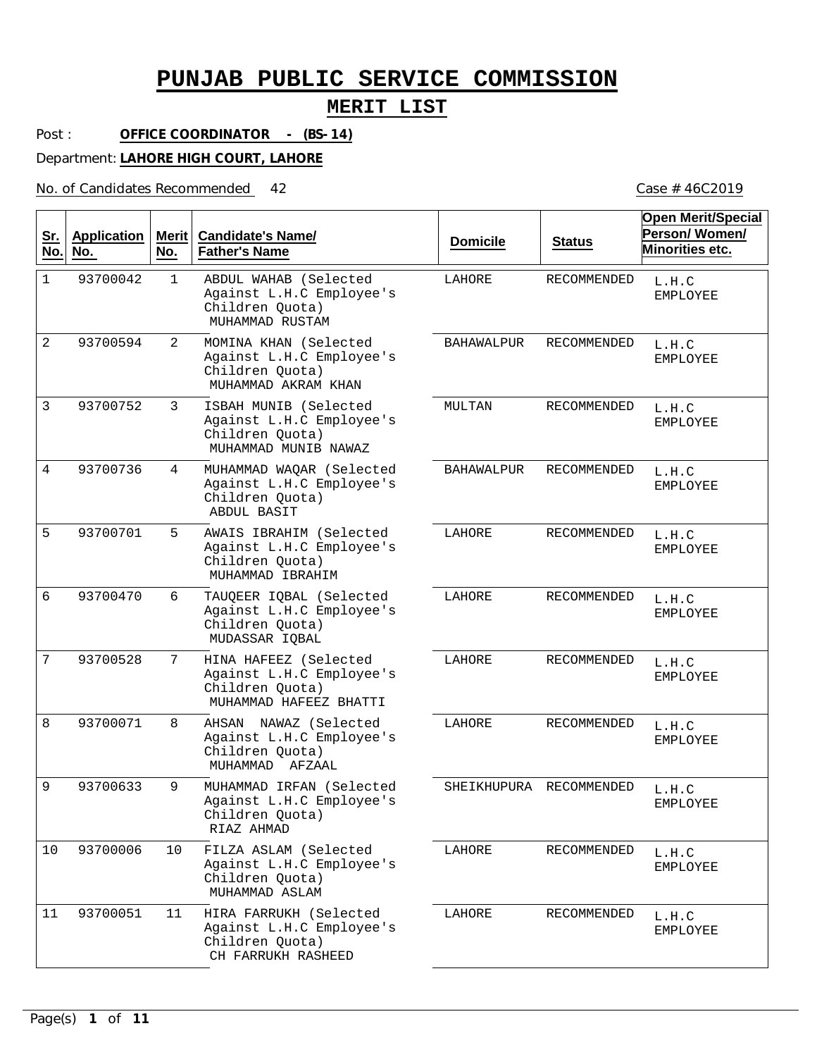# PUNJAB PUBLIC SERVICE COMMISSION

## MERIT LIST

Post : **OFFICE COORDINATOR - (BS-14)**

Department: **LAHORE HIGH COURT, LAHORE**

No. of Candidates Recommended 42

Case # 46C2019

| Sr. No. | Application No. | Merit No. | Candidate's Name/ Father's Name | Domicile | Status | Open Merit/Special Person/ Women/ Minorities etc. |
|---|---|---|---|---|---|---|
| 1 | 93700042 | 1 | ABDUL WAHAB (Selected Against L.H.C Employee's Children Quota) MUHAMMAD RUSTAM | LAHORE | RECOMMENDED | L.H.C EMPLOYEE |
| 2 | 93700594 | 2 | MOMINA KHAN (Selected Against L.H.C Employee's Children Quota) MUHAMMAD AKRAM KHAN | BAHAWALPUR | RECOMMENDED | L.H.C EMPLOYEE |
| 3 | 93700752 | 3 | ISBAH MUNIB (Selected Against L.H.C Employee's Children Quota) MUHAMMAD MUNIB NAWAZ | MULTAN | RECOMMENDED | L.H.C EMPLOYEE |
| 4 | 93700736 | 4 | MUHAMMAD WAQAR (Selected Against L.H.C Employee's Children Quota) ABDUL BASIT | BAHAWALPUR | RECOMMENDED | L.H.C EMPLOYEE |
| 5 | 93700701 | 5 | AWAIS IBRAHIM (Selected Against L.H.C Employee's Children Quota) MUHAMMAD IBRAHIM | LAHORE | RECOMMENDED | L.H.C EMPLOYEE |
| 6 | 93700470 | 6 | TAUQEER IQBAL (Selected Against L.H.C Employee's Children Quota) MUDASSAR IQBAL | LAHORE | RECOMMENDED | L.H.C EMPLOYEE |
| 7 | 93700528 | 7 | HINA HAFEEZ (Selected Against L.H.C Employee's Children Quota) MUHAMMAD HAFEEZ BHATTI | LAHORE | RECOMMENDED | L.H.C EMPLOYEE |
| 8 | 93700071 | 8 | AHSAN NAWAZ (Selected Against L.H.C Employee's Children Quota) MUHAMMAD AFZAAL | LAHORE | RECOMMENDED | L.H.C EMPLOYEE |
| 9 | 93700633 | 9 | MUHAMMAD IRFAN (Selected Against L.H.C Employee's Children Quota) RIAZ AHMAD | SHEIKHUPURA | RECOMMENDED | L.H.C EMPLOYEE |
| 10 | 93700006 | 10 | FILZA ASLAM (Selected Against L.H.C Employee's Children Quota) MUHAMMAD ASLAM | LAHORE | RECOMMENDED | L.H.C EMPLOYEE |
| 11 | 93700051 | 11 | HIRA FARRUKH (Selected Against L.H.C Employee's Children Quota) CH FARRUKH RASHEED | LAHORE | RECOMMENDED | L.H.C EMPLOYEE |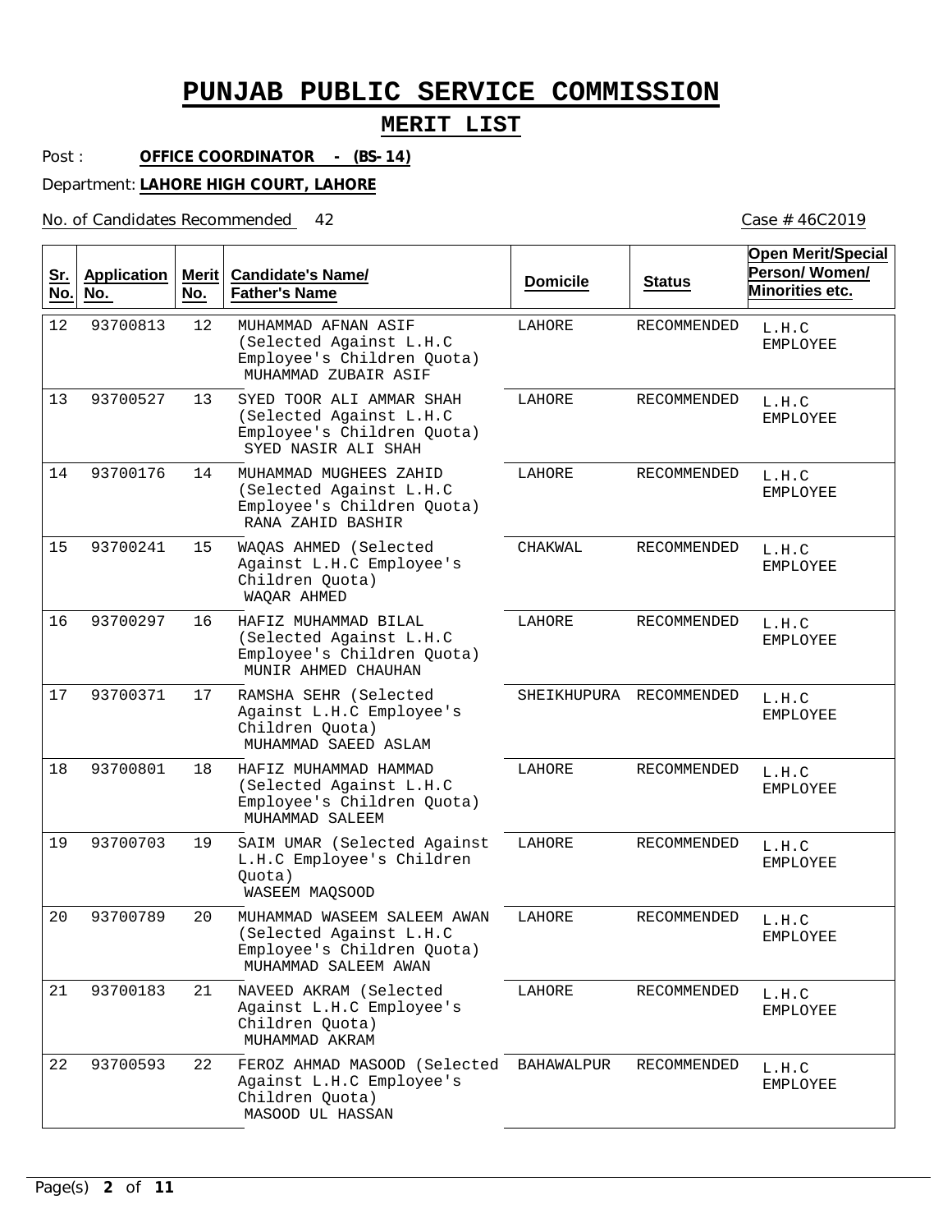# PUNJAB PUBLIC SERVICE COMMISSION

## MERIT LIST

Post : **OFFICE COORDINATOR - (BS-14)**

Department: **LAHORE HIGH COURT, LAHORE**

No. of Candidates Recommended 42

Case # 46C2019

| Sr. No. | Application No. | Merit No. | Candidate's Name/ Father's Name | Domicile | Status | Open Merit/Special Person/ Women/ Minorities etc. |
|---|---|---|---|---|---|---|
| 12 | 93700813 | 12 | MUHAMMAD AFNAN ASIF (Selected Against L.H.C Employee's Children Quota) MUHAMMAD ZUBAIR ASIF | LAHORE | RECOMMENDED | L.H.C EMPLOYEE |
| 13 | 93700527 | 13 | SYED TOOR ALI AMMAR SHAH (Selected Against L.H.C Employee's Children Quota) SYED NASIR ALI SHAH | LAHORE | RECOMMENDED | L.H.C EMPLOYEE |
| 14 | 93700176 | 14 | MUHAMMAD MUGHEES ZAHID (Selected Against L.H.C Employee's Children Quota) RANA ZAHID BASHIR | LAHORE | RECOMMENDED | L.H.C EMPLOYEE |
| 15 | 93700241 | 15 | WAQAS AHMED (Selected Against L.H.C Employee's Children Quota) WAQAR AHMED | CHAKWAL | RECOMMENDED | L.H.C EMPLOYEE |
| 16 | 93700297 | 16 | HAFIZ MUHAMMAD BILAL (Selected Against L.H.C Employee's Children Quota) MUNIR AHMED CHAUHAN | LAHORE | RECOMMENDED | L.H.C EMPLOYEE |
| 17 | 93700371 | 17 | RAMSHA SEHR (Selected Against L.H.C Employee's Children Quota) MUHAMMAD SAEED ASLAM | SHEIKHUPURA | RECOMMENDED | L.H.C EMPLOYEE |
| 18 | 93700801 | 18 | HAFIZ MUHAMMAD HAMMAD (Selected Against L.H.C Employee's Children Quota) MUHAMMAD SALEEM | LAHORE | RECOMMENDED | L.H.C EMPLOYEE |
| 19 | 93700703 | 19 | SAIM UMAR (Selected Against L.H.C Employee's Children Quota) WASEEM MAQSOOD | LAHORE | RECOMMENDED | L.H.C EMPLOYEE |
| 20 | 93700789 | 20 | MUHAMMAD WASEEM SALEEM AWAN (Selected Against L.H.C Employee's Children Quota) MUHAMMAD SALEEM AWAN | LAHORE | RECOMMENDED | L.H.C EMPLOYEE |
| 21 | 93700183 | 21 | NAVEED AKRAM (Selected Against L.H.C Employee's Children Quota) MUHAMMAD AKRAM | LAHORE | RECOMMENDED | L.H.C EMPLOYEE |
| 22 | 93700593 | 22 | FEROZ AHMAD MASOOD (Selected Against L.H.C Employee's Children Quota) MASOOD UL HASSAN | BAHAWALPUR | RECOMMENDED | L.H.C EMPLOYEE |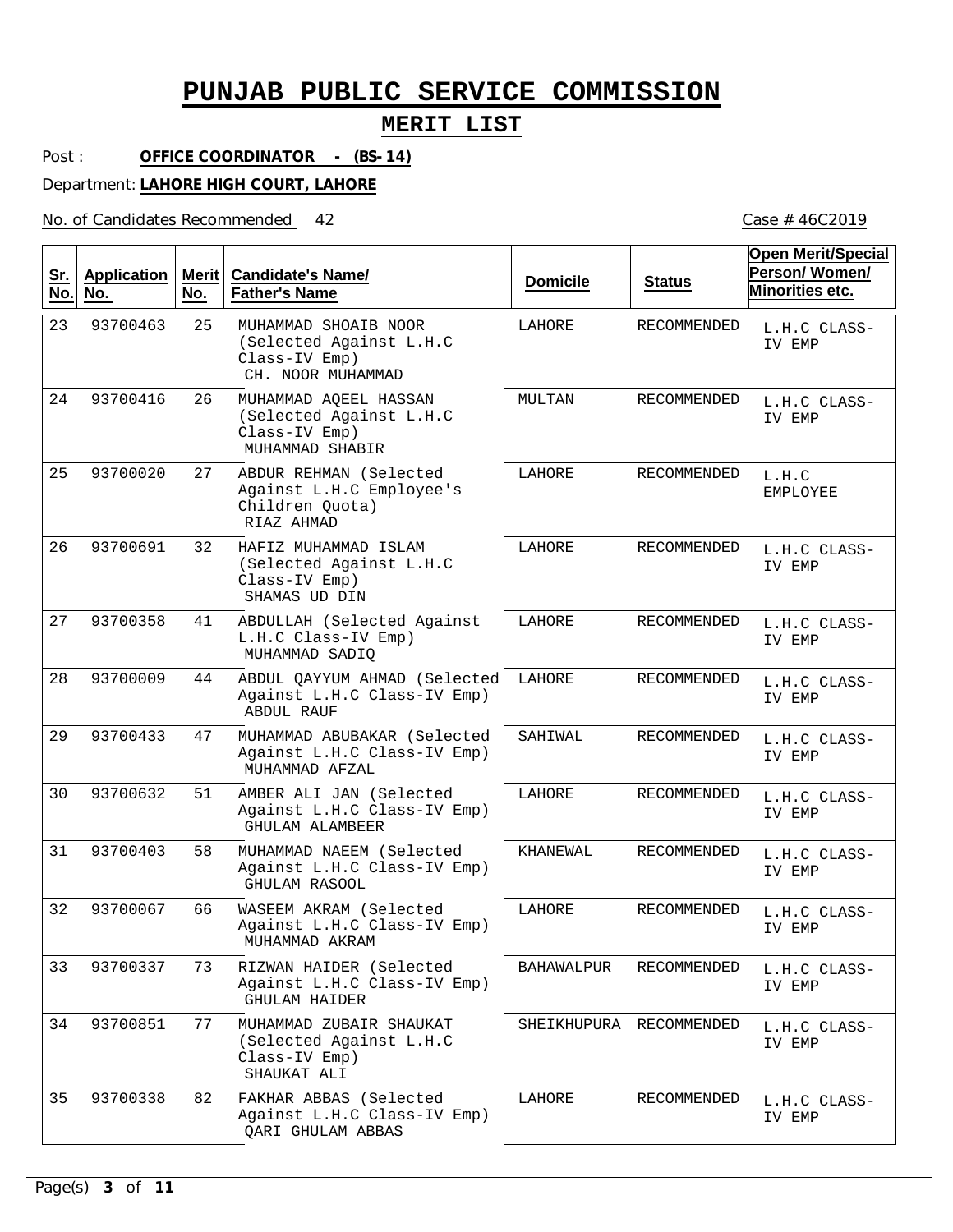# PUNJAB PUBLIC SERVICE COMMISSION

## MERIT LIST

Post : **OFFICE COORDINATOR - (BS-14)**

Department: **LAHORE HIGH COURT, LAHORE**

No. of Candidates Recommended 42

Case # 46C2019

| Sr. No. | Application No. | Merit No. | Candidate's Name/ Father's Name | Domicile | Status | Open Merit/Special Person/ Women/ Minorities etc. |
|---|---|---|---|---|---|---|
| 23 | 93700463 | 25 | MUHAMMAD SHOAIB NOOR (Selected Against L.H.C Class-IV Emp) CH. NOOR MUHAMMAD | LAHORE | RECOMMENDED | L.H.C CLASS-IV EMP |
| 24 | 93700416 | 26 | MUHAMMAD AQEEL HASSAN (Selected Against L.H.C Class-IV Emp) MUHAMMAD SHABIR | MULTAN | RECOMMENDED | L.H.C CLASS-IV EMP |
| 25 | 93700020 | 27 | ABDUR REHMAN (Selected Against L.H.C Employee's Children Quota) RIAZ AHMAD | LAHORE | RECOMMENDED | L.H.C EMPLOYEE |
| 26 | 93700691 | 32 | HAFIZ MUHAMMAD ISLAM (Selected Against L.H.C Class-IV Emp) SHAMAS UD DIN | LAHORE | RECOMMENDED | L.H.C CLASS-IV EMP |
| 27 | 93700358 | 41 | ABDULLAH (Selected Against L.H.C Class-IV Emp) MUHAMMAD SADIQ | LAHORE | RECOMMENDED | L.H.C CLASS-IV EMP |
| 28 | 93700009 | 44 | ABDUL QAYYUM AHMAD (Selected Against L.H.C Class-IV Emp) ABDUL RAUF | LAHORE | RECOMMENDED | L.H.C CLASS-IV EMP |
| 29 | 93700433 | 47 | MUHAMMAD ABUBAKAR (Selected Against L.H.C Class-IV Emp) MUHAMMAD AFZAL | SAHIWAL | RECOMMENDED | L.H.C CLASS-IV EMP |
| 30 | 93700632 | 51 | AMBER ALI JAN (Selected Against L.H.C Class-IV Emp) GHULAM ALAMBEER | LAHORE | RECOMMENDED | L.H.C CLASS-IV EMP |
| 31 | 93700403 | 58 | MUHAMMAD NAEEM (Selected Against L.H.C Class-IV Emp) GHULAM RASOOL | KHANEWAL | RECOMMENDED | L.H.C CLASS-IV EMP |
| 32 | 93700067 | 66 | WASEEM AKRAM (Selected Against L.H.C Class-IV Emp) MUHAMMAD AKRAM | LAHORE | RECOMMENDED | L.H.C CLASS-IV EMP |
| 33 | 93700337 | 73 | RIZWAN HAIDER (Selected Against L.H.C Class-IV Emp) GHULAM HAIDER | BAHAWALPUR | RECOMMENDED | L.H.C CLASS-IV EMP |
| 34 | 93700851 | 77 | MUHAMMAD ZUBAIR SHAUKAT (Selected Against L.H.C Class-IV Emp) SHAUKAT ALI | SHEIKHUPURA | RECOMMENDED | L.H.C CLASS-IV EMP |
| 35 | 93700338 | 82 | FAKHAR ABBAS (Selected Against L.H.C Class-IV Emp) QARI GHULAM ABBAS | LAHORE | RECOMMENDED | L.H.C CLASS-IV EMP |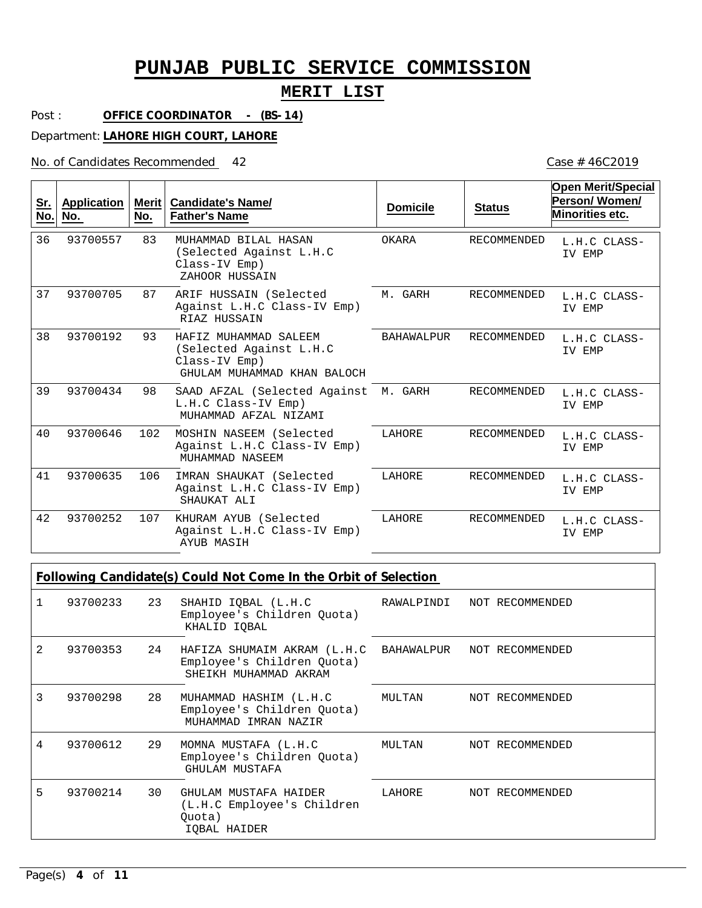# PUNJAB PUBLIC SERVICE COMMISSION

## MERIT LIST

Post : **OFFICE COORDINATOR - (BS-14)**

Department: **LAHORE HIGH COURT, LAHORE**

No. of Candidates Recommended 42

Case # 46C2019

| Sr. No. | Application No. | Merit No. | Candidate's Name/ Father's Name | Domicile | Status | Open Merit/Special Person/ Women/ Minorities etc. |
|---|---|---|---|---|---|---|
| 36 | 93700557 | 83 | MUHAMMAD BILAL HASAN (Selected Against L.H.C Class-IV Emp) ZAHOOR HUSSAIN | OKARA | RECOMMENDED | L.H.C CLASS-IV EMP |
| 37 | 93700705 | 87 | ARIF HUSSAIN (Selected Against L.H.C Class-IV Emp) RIAZ HUSSAIN | M. GARH | RECOMMENDED | L.H.C CLASS-IV EMP |
| 38 | 93700192 | 93 | HAFIZ MUHAMMAD SALEEM (Selected Against L.H.C Class-IV Emp) GHULAM MUHAMMAD KHAN BALOCH | BAHAWALPUR | RECOMMENDED | L.H.C CLASS-IV EMP |
| 39 | 93700434 | 98 | SAAD AFZAL (Selected Against L.H.C Class-IV Emp) MUHAMMAD AFZAL NIZAMI | M. GARH | RECOMMENDED | L.H.C CLASS-IV EMP |
| 40 | 93700646 | 102 | MOSHIN NASEEM (Selected Against L.H.C Class-IV Emp) MUHAMMAD NASEEM | LAHORE | RECOMMENDED | L.H.C CLASS-IV EMP |
| 41 | 93700635 | 106 | IMRAN SHAUKAT (Selected Against L.H.C Class-IV Emp) SHAUKAT ALI | LAHORE | RECOMMENDED | L.H.C CLASS-IV EMP |
| 42 | 93700252 | 107 | KHURAM AYUB (Selected Against L.H.C Class-IV Emp) AYUB MASIH | LAHORE | RECOMMENDED | L.H.C CLASS-IV EMP |

**Following Candidate(s) Could Not Come In the Orbit of Selection**

| Sr. No. | Application No. | Merit No. | Candidate's Name/ Father's Name | Domicile | Status |
|---|---|---|---|---|---|
| 1 | 93700233 | 23 | SHAHID IQBAL (L.H.C Employee's Children Quota) KHALID IQBAL | RAWALPINDI | NOT RECOMMENDED |
| 2 | 93700353 | 24 | HAFIZA SHUMAIM AKRAM (L.H.C Employee's Children Quota) SHEIKH MUHAMMAD AKRAM | BAHAWALPUR | NOT RECOMMENDED |
| 3 | 93700298 | 28 | MUHAMMAD HASHIM (L.H.C Employee's Children Quota) MUHAMMAD IMRAN NAZIR | MULTAN | NOT RECOMMENDED |
| 4 | 93700612 | 29 | MOMNA MUSTAFA (L.H.C Employee's Children Quota) GHULAM MUSTAFA | MULTAN | NOT RECOMMENDED |
| 5 | 93700214 | 30 | GHULAM MUSTAFA HAIDER (L.H.C Employee's Children Quota) IQBAL HAIDER | LAHORE | NOT RECOMMENDED |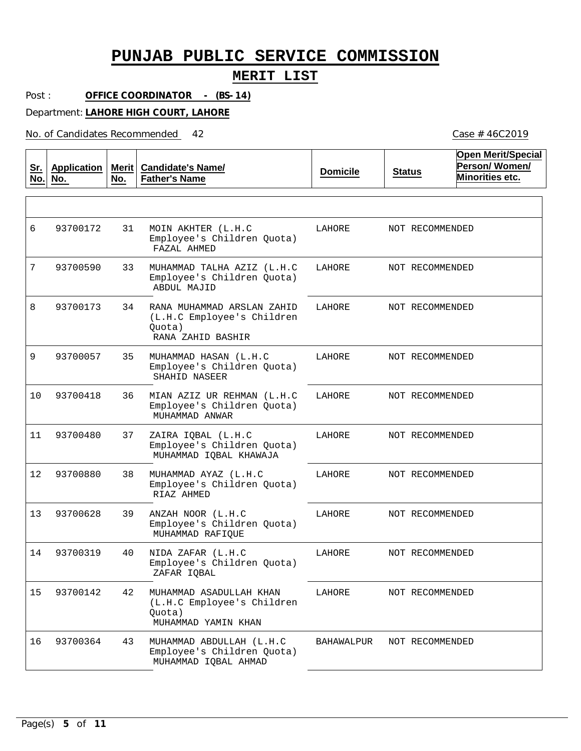# PUNJAB PUBLIC SERVICE COMMISSION

## MERIT LIST

Post : **OFFICE COORDINATOR - (BS-14)**

Department: **LAHORE HIGH COURT, LAHORE**

No. of Candidates Recommended 42

Case # 46C2019

| Sr. No. | Application No. | Merit No. | Candidate's Name/ Father's Name | Domicile | Status | Open Merit/Special Person/ Women/ Minorities etc. |
|---|---|---|---|---|---|---|
| 6 | 93700172 | 31 | MOIN AKHTER (L.H.C Employee's Children Quota) FAZAL AHMED | LAHORE | NOT RECOMMENDED | |
| 7 | 93700590 | 33 | MUHAMMAD TALHA AZIZ (L.H.C Employee's Children Quota) ABDUL MAJID | LAHORE | NOT RECOMMENDED | |
| 8 | 93700173 | 34 | RANA MUHAMMAD ARSLAN ZAHID (L.H.C Employee's Children Quota) RANA ZAHID BASHIR | LAHORE | NOT RECOMMENDED | |
| 9 | 93700057 | 35 | MUHAMMAD HASAN (L.H.C Employee's Children Quota) SHAHID NASEER | LAHORE | NOT RECOMMENDED | |
| 10 | 93700418 | 36 | MIAN AZIZ UR REHMAN (L.H.C Employee's Children Quota) MUHAMMAD ANWAR | LAHORE | NOT RECOMMENDED | |
| 11 | 93700480 | 37 | ZAIRA IQBAL (L.H.C Employee's Children Quota) MUHAMMAD IQBAL KHAWAJA | LAHORE | NOT RECOMMENDED | |
| 12 | 93700880 | 38 | MUHAMMAD AYAZ (L.H.C Employee's Children Quota) RIAZ AHMED | LAHORE | NOT RECOMMENDED | |
| 13 | 93700628 | 39 | ANZAH NOOR (L.H.C Employee's Children Quota) MUHAMMAD RAFIQUE | LAHORE | NOT RECOMMENDED | |
| 14 | 93700319 | 40 | NIDA ZAFAR (L.H.C Employee's Children Quota) ZAFAR IQBAL | LAHORE | NOT RECOMMENDED | |
| 15 | 93700142 | 42 | MUHAMMAD ASADULLAH KHAN (L.H.C Employee's Children Quota) MUHAMMAD YAMIN KHAN | LAHORE | NOT RECOMMENDED | |
| 16 | 93700364 | 43 | MUHAMMAD ABDULLAH (L.H.C Employee's Children Quota) MUHAMMAD IQBAL AHMAD | BAHAWALPUR | NOT RECOMMENDED | |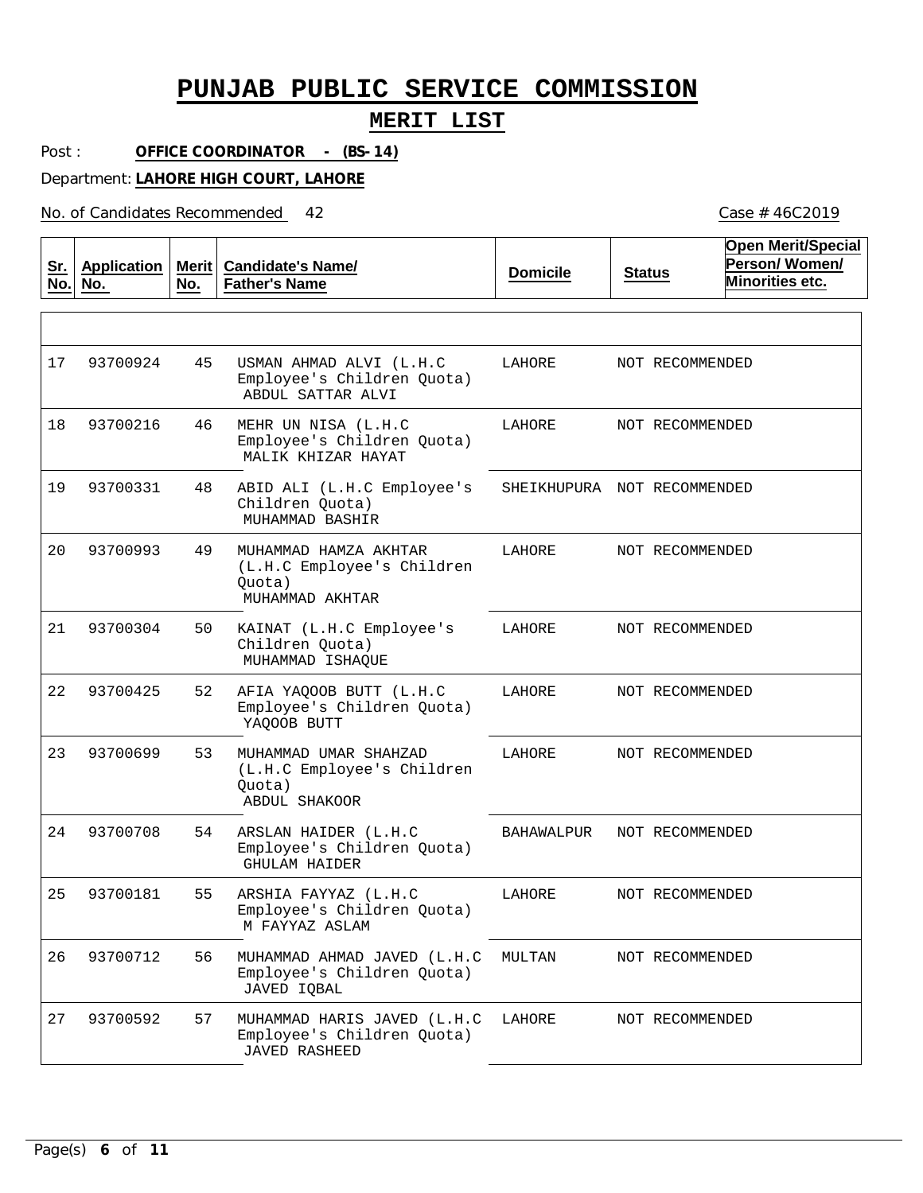# PUNJAB PUBLIC SERVICE COMMISSION

## MERIT LIST

Post : **OFFICE COORDINATOR - (BS-14)**

Department: **LAHORE HIGH COURT, LAHORE**

No. of Candidates Recommended 42

Case # 46C2019

| Sr. No. | Application No. | Merit No. | Candidate's Name/ Father's Name | Domicile | Status | Open Merit/Special Person/ Women/ Minorities etc. |
|---|---|---|---|---|---|---|
| 17 | 93700924 | 45 | USMAN AHMAD ALVI (L.H.C Employee's Children Quota) ABDUL SATTAR ALVI | LAHORE | NOT RECOMMENDED | |
| 18 | 93700216 | 46 | MEHR UN NISA (L.H.C Employee's Children Quota) MALIK KHIZAR HAYAT | LAHORE | NOT RECOMMENDED | |
| 19 | 93700331 | 48 | ABID ALI (L.H.C Employee's Children Quota) MUHAMMAD BASHIR | SHEIKHUPURA | NOT RECOMMENDED | |
| 20 | 93700993 | 49 | MUHAMMAD HAMZA AKHTAR (L.H.C Employee's Children Quota) MUHAMMAD AKHTAR | LAHORE | NOT RECOMMENDED | |
| 21 | 93700304 | 50 | KAINAT (L.H.C Employee's Children Quota) MUHAMMAD ISHAQUE | LAHORE | NOT RECOMMENDED | |
| 22 | 93700425 | 52 | AFIA YAQOOB BUTT (L.H.C Employee's Children Quota) YAQOOB BUTT | LAHORE | NOT RECOMMENDED | |
| 23 | 93700699 | 53 | MUHAMMAD UMAR SHAHZAD (L.H.C Employee's Children Quota) ABDUL SHAKOOR | LAHORE | NOT RECOMMENDED | |
| 24 | 93700708 | 54 | ARSLAN HAIDER (L.H.C Employee's Children Quota) GHULAM HAIDER | BAHAWALPUR | NOT RECOMMENDED | |
| 25 | 93700181 | 55 | ARSHIA FAYYAZ (L.H.C Employee's Children Quota) M FAYYAZ ASLAM | LAHORE | NOT RECOMMENDED | |
| 26 | 93700712 | 56 | MUHAMMAD AHMAD JAVED (L.H.C Employee's Children Quota) JAVED IQBAL | MULTAN | NOT RECOMMENDED | |
| 27 | 93700592 | 57 | MUHAMMAD HARIS JAVED (L.H.C Employee's Children Quota) JAVED RASHEED | LAHORE | NOT RECOMMENDED | |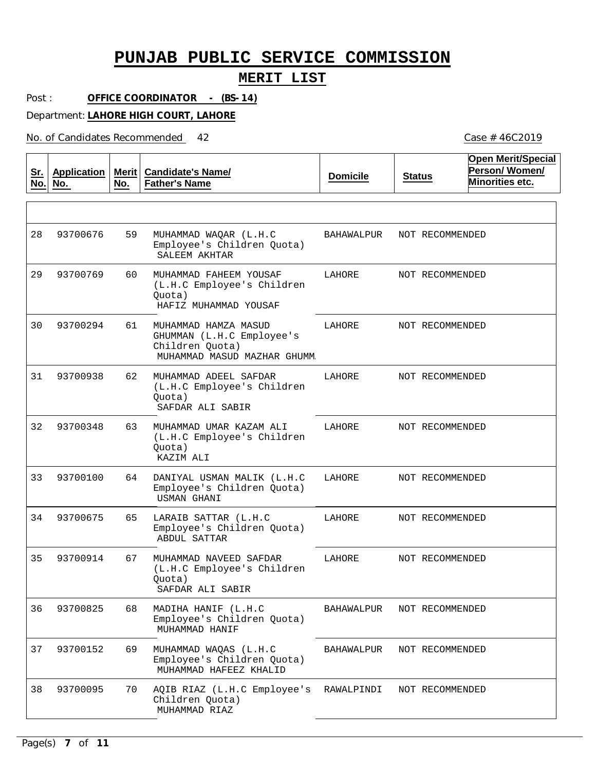# PUNJAB PUBLIC SERVICE COMMISSION

## MERIT LIST

Post : **OFFICE COORDINATOR - (BS-14)**

Department: **LAHORE HIGH COURT, LAHORE**

No. of Candidates Recommended 42

Case # 46C2019

| Sr. No. | Application No. | Merit No. | Candidate's Name/ Father's Name | Domicile | Status | Open Merit/Special Person/ Women/ Minorities etc. |
|---|---|---|---|---|---|---|
| 28 | 93700676 | 59 | MUHAMMAD WAQAR (L.H.C Employee's Children Quota) SALEEM AKHTAR | BAHAWALPUR | NOT RECOMMENDED | |
| 29 | 93700769 | 60 | MUHAMMAD FAHEEM YOUSAF (L.H.C Employee's Children Quota) HAFIZ MUHAMMAD YOUSAF | LAHORE | NOT RECOMMENDED | |
| 30 | 93700294 | 61 | MUHAMMAD HAMZA MASUD GHUMMAN (L.H.C Employee's Children Quota) MUHAMMAD MASUD MAZHAR GHUMM. | LAHORE | NOT RECOMMENDED | |
| 31 | 93700938 | 62 | MUHAMMAD ADEEL SAFDAR (L.H.C Employee's Children Quota) SAFDAR ALI SABIR | LAHORE | NOT RECOMMENDED | |
| 32 | 93700348 | 63 | MUHAMMAD UMAR KAZAM ALI (L.H.C Employee's Children Quota) KAZIM ALI | LAHORE | NOT RECOMMENDED | |
| 33 | 93700100 | 64 | DANIYAL USMAN MALIK (L.H.C Employee's Children Quota) USMAN GHANI | LAHORE | NOT RECOMMENDED | |
| 34 | 93700675 | 65 | LARAIB SATTAR (L.H.C Employee's Children Quota) ABDUL SATTAR | LAHORE | NOT RECOMMENDED | |
| 35 | 93700914 | 67 | MUHAMMAD NAVEED SAFDAR (L.H.C Employee's Children Quota) SAFDAR ALI SABIR | LAHORE | NOT RECOMMENDED | |
| 36 | 93700825 | 68 | MADIHA HANIF (L.H.C Employee's Children Quota) MUHAMMAD HANIF | BAHAWALPUR | NOT RECOMMENDED | |
| 37 | 93700152 | 69 | MUHAMMAD WAQAS (L.H.C Employee's Children Quota) MUHAMMAD HAFEEZ KHALID | BAHAWALPUR | NOT RECOMMENDED | |
| 38 | 93700095 | 70 | AQIB RIAZ (L.H.C Employee's Children Quota) MUHAMMAD RIAZ | RAWALPINDI | NOT RECOMMENDED | |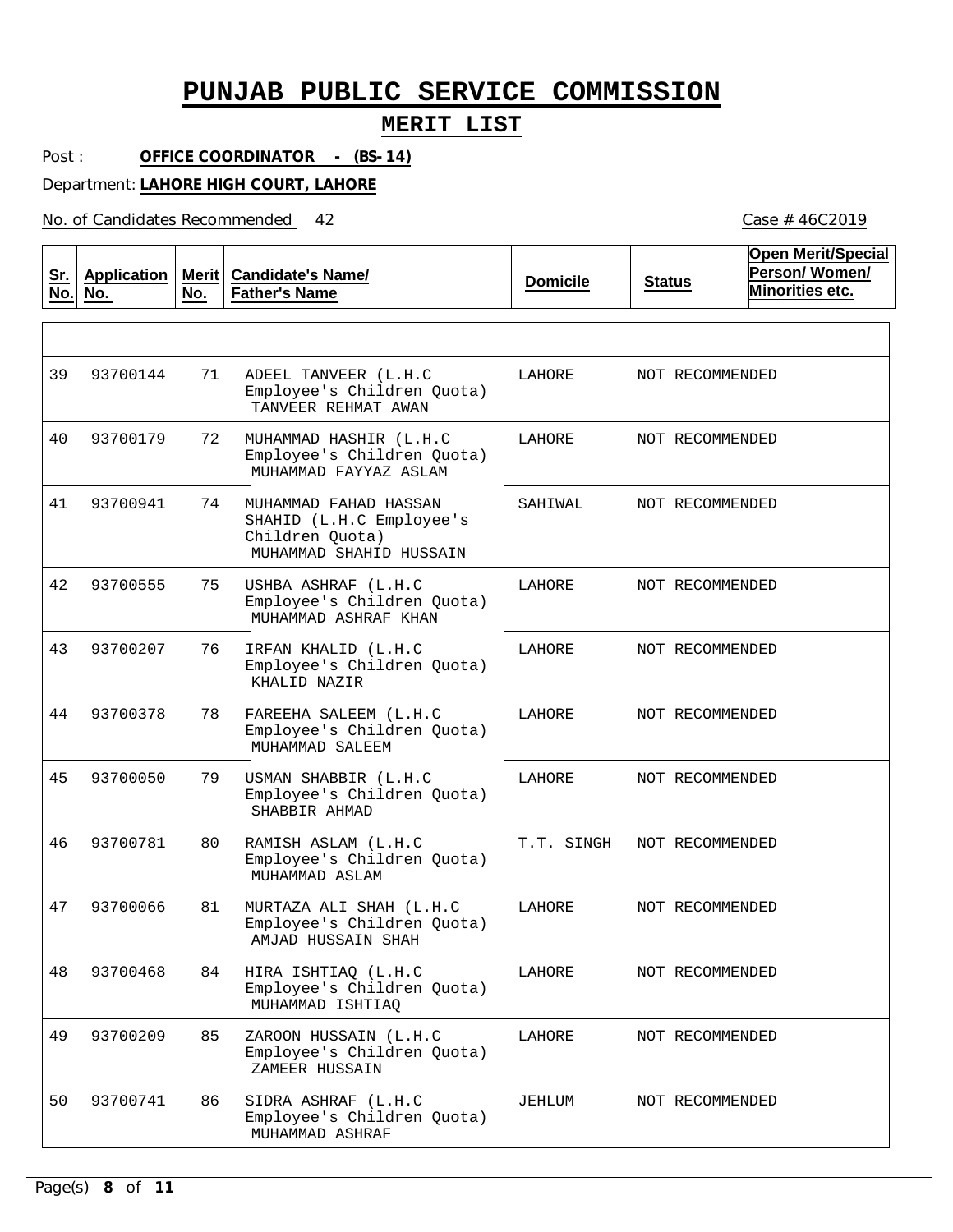# PUNJAB PUBLIC SERVICE COMMISSION

## MERIT LIST

Post : **OFFICE COORDINATOR - (BS-14)**

Department: **LAHORE HIGH COURT, LAHORE**

No. of Candidates Recommended 42

Case # 46C2019

| Sr. No. | Application No. | Merit No. | Candidate's Name/ Father's Name | Domicile | Status | Open Merit/Special Person/ Women/ Minorities etc. |
|---|---|---|---|---|---|---|
| 39 | 93700144 | 71 | ADEEL TANVEER (L.H.C Employee's Children Quota) TANVEER REHMAT AWAN | LAHORE | NOT RECOMMENDED | |
| 40 | 93700179 | 72 | MUHAMMAD HASHIR (L.H.C Employee's Children Quota) MUHAMMAD FAYYAZ ASLAM | LAHORE | NOT RECOMMENDED | |
| 41 | 93700941 | 74 | MUHAMMAD FAHAD HASSAN SHAHID (L.H.C Employee's Children Quota) MUHAMMAD SHAHID HUSSAIN | SAHIWAL | NOT RECOMMENDED | |
| 42 | 93700555 | 75 | USHBA ASHRAF (L.H.C Employee's Children Quota) MUHAMMAD ASHRAF KHAN | LAHORE | NOT RECOMMENDED | |
| 43 | 93700207 | 76 | IRFAN KHALID (L.H.C Employee's Children Quota) KHALID NAZIR | LAHORE | NOT RECOMMENDED | |
| 44 | 93700378 | 78 | FAREEHA SALEEM (L.H.C Employee's Children Quota) MUHAMMAD SALEEM | LAHORE | NOT RECOMMENDED | |
| 45 | 93700050 | 79 | USMAN SHABBIR (L.H.C Employee's Children Quota) SHABBIR AHMAD | LAHORE | NOT RECOMMENDED | |
| 46 | 93700781 | 80 | RAMISH ASLAM (L.H.C Employee's Children Quota) MUHAMMAD ASLAM | T.T. SINGH | NOT RECOMMENDED | |
| 47 | 93700066 | 81 | MURTAZA ALI SHAH (L.H.C Employee's Children Quota) AMJAD HUSSAIN SHAH | LAHORE | NOT RECOMMENDED | |
| 48 | 93700468 | 84 | HIRA ISHTIAQ (L.H.C Employee's Children Quota) MUHAMMAD ISHTIAQ | LAHORE | NOT RECOMMENDED | |
| 49 | 93700209 | 85 | ZAROON HUSSAIN (L.H.C Employee's Children Quota) ZAMEER HUSSAIN | LAHORE | NOT RECOMMENDED | |
| 50 | 93700741 | 86 | SIDRA ASHRAF (L.H.C Employee's Children Quota) MUHAMMAD ASHRAF | JEHLUM | NOT RECOMMENDED | |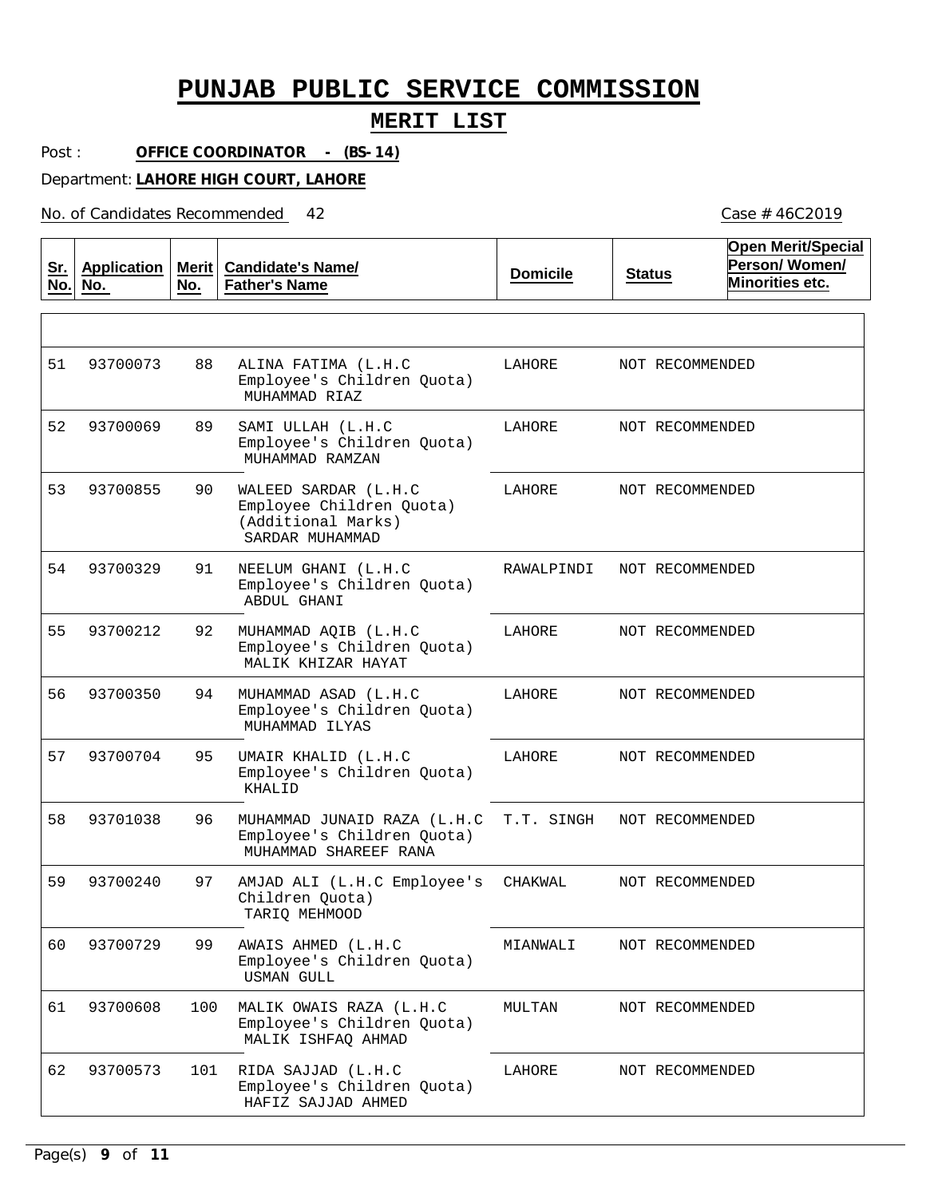# PUNJAB PUBLIC SERVICE COMMISSION

## MERIT LIST

Post : **OFFICE COORDINATOR - (BS-14)**

Department: **LAHORE HIGH COURT, LAHORE**

No. of Candidates Recommended 42

Case # 46C2019

| Sr. No. | Application No. | Merit No. | Candidate's Name/ Father's Name | Domicile | Status | Open Merit/Special Person/ Women/ Minorities etc. |
|---|---|---|---|---|---|---|
| 51 | 93700073 | 88 | ALINA FATIMA (L.H.C Employee's Children Quota) MUHAMMAD RIAZ | LAHORE | NOT RECOMMENDED | |
| 52 | 93700069 | 89 | SAMI ULLAH (L.H.C Employee's Children Quota) MUHAMMAD RAMZAN | LAHORE | NOT RECOMMENDED | |
| 53 | 93700855 | 90 | WALEED SARDAR (L.H.C Employee Children Quota) (Additional Marks) SARDAR MUHAMMAD | LAHORE | NOT RECOMMENDED | |
| 54 | 93700329 | 91 | NEELUM GHANI (L.H.C Employee's Children Quota) ABDUL GHANI | RAWALPINDI | NOT RECOMMENDED | |
| 55 | 93700212 | 92 | MUHAMMAD AQIB (L.H.C Employee's Children Quota) MALIK KHIZAR HAYAT | LAHORE | NOT RECOMMENDED | |
| 56 | 93700350 | 94 | MUHAMMAD ASAD (L.H.C Employee's Children Quota) MUHAMMAD ILYAS | LAHORE | NOT RECOMMENDED | |
| 57 | 93700704 | 95 | UMAIR KHALID (L.H.C Employee's Children Quota) KHALID | LAHORE | NOT RECOMMENDED | |
| 58 | 93701038 | 96 | MUHAMMAD JUNAID RAZA (L.H.C Employee's Children Quota) MUHAMMAD SHAREEF RANA | T.T. SINGH | NOT RECOMMENDED | |
| 59 | 93700240 | 97 | AMJAD ALI (L.H.C Employee's Children Quota) TARIQ MEHMOOD | CHAKWAL | NOT RECOMMENDED | |
| 60 | 93700729 | 99 | AWAIS AHMED (L.H.C Employee's Children Quota) USMAN GULL | MIANWALI | NOT RECOMMENDED | |
| 61 | 93700608 | 100 | MALIK OWAIS RAZA (L.H.C Employee's Children Quota) MALIK ISHFAQ AHMAD | MULTAN | NOT RECOMMENDED | |
| 62 | 93700573 | 101 | RIDA SAJJAD (L.H.C Employee's Children Quota) HAFIZ SAJJAD AHMED | LAHORE | NOT RECOMMENDED | |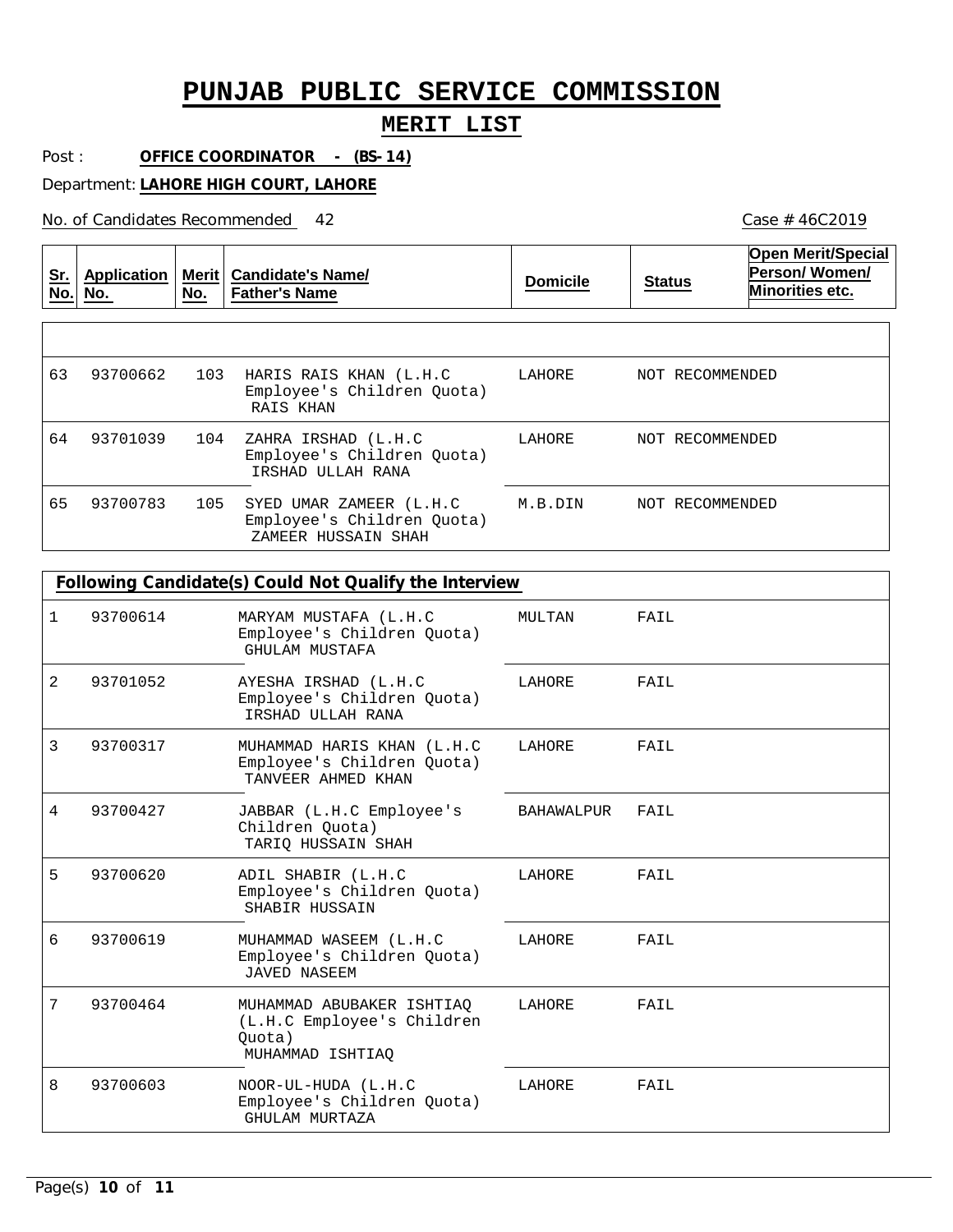# PUNJAB PUBLIC SERVICE COMMISSION

## MERIT LIST

Post : **OFFICE COORDINATOR - (BS-14)**

Department: **LAHORE HIGH COURT, LAHORE**

No. of Candidates Recommended 42

Case # 46C2019

| Sr. No. | Application No. | Merit No. | Candidate's Name/ Father's Name | Domicile | Status | Open Merit/Special Person/ Women/ Minorities etc. |
|---|---|---|---|---|---|---|
| 63 | 93700662 | 103 | HARIS RAIS KHAN (L.H.C Employee's Children Quota) RAIS KHAN | LAHORE | NOT RECOMMENDED | |
| 64 | 93701039 | 104 | ZAHRA IRSHAD (L.H.C Employee's Children Quota) IRSHAD ULLAH RANA | LAHORE | NOT RECOMMENDED | |
| 65 | 93700783 | 105 | SYED UMAR ZAMEER (L.H.C Employee's Children Quota) ZAMEER HUSSAIN SHAH | M.B.DIN | NOT RECOMMENDED | |

**Following Candidate(s) Could Not Qualify the Interview**

| Sr. No. | Application No. | Merit No. | Candidate's Name/ Father's Name | Domicile | Status | Open Merit/Special Person/ Women/ Minorities etc. |
|---|---|---|---|---|---|---|
| 1 | 93700614 | | MARYAM MUSTAFA (L.H.C Employee's Children Quota) GHULAM MUSTAFA | MULTAN | FAIL | |
| 2 | 93701052 | | AYESHA IRSHAD (L.H.C Employee's Children Quota) IRSHAD ULLAH RANA | LAHORE | FAIL | |
| 3 | 93700317 | | MUHAMMAD HARIS KHAN (L.H.C Employee's Children Quota) TANVEER AHMED KHAN | LAHORE | FAIL | |
| 4 | 93700427 | | JABBAR (L.H.C Employee's Children Quota) TARIQ HUSSAIN SHAH | BAHAWALPUR | FAIL | |
| 5 | 93700620 | | ADIL SHABIR (L.H.C Employee's Children Quota) SHABIR HUSSAIN | LAHORE | FAIL | |
| 6 | 93700619 | | MUHAMMAD WASEEM (L.H.C Employee's Children Quota) JAVED NASEEM | LAHORE | FAIL | |
| 7 | 93700464 | | MUHAMMAD ABUBAKER ISHTIAQ (L.H.C Employee's Children Quota) MUHAMMAD ISHTIAQ | LAHORE | FAIL | |
| 8 | 93700603 | | NOOR-UL-HUDA (L.H.C Employee's Children Quota) GHULAM MURTAZA | LAHORE | FAIL | |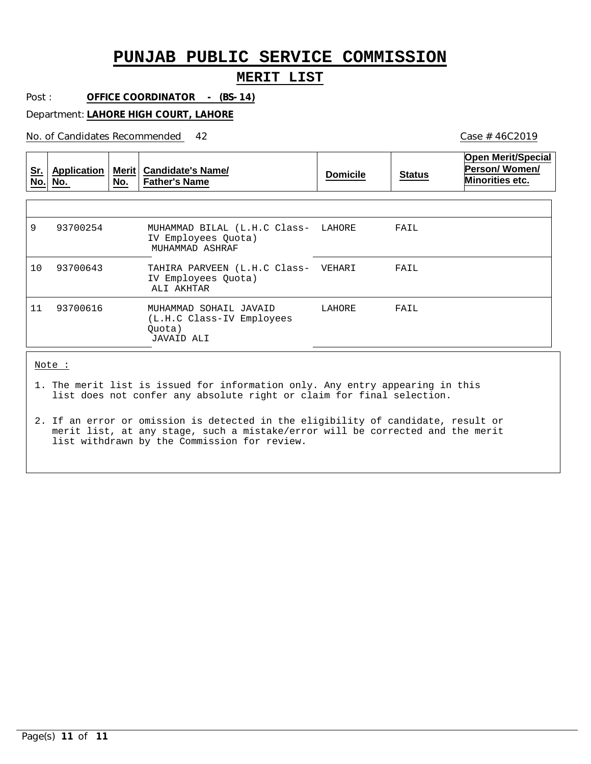# PUNJAB PUBLIC SERVICE COMMISSION

## MERIT LIST

Post : **OFFICE COORDINATOR - (BS-14)**

Department: **LAHORE HIGH COURT, LAHORE**

No. of Candidates Recommended 42

Case # 46C2019

| Sr. No. | Application No. | Merit No. | Candidate's Name/ Father's Name | Domicile | Status | Open Merit/Special Person/ Women/ Minorities etc. |
|---|---|---|---|---|---|---|
| 9 | 93700254 | | MUHAMMAD BILAL (L.H.C Class-IV Employees Quota) MUHAMMAD ASHRAF | LAHORE | FAIL | |
| 10 | 93700643 | | TAHIRA PARVEEN (L.H.C Class-IV Employees Quota) ALI AKHTAR | VEHARI | FAIL | |
| 11 | 93700616 | | MUHAMMAD SOHAIL JAVAID (L.H.C Class-IV Employees Quota) JAVAID ALI | LAHORE | FAIL | |

Note :

1. The merit list is issued for information only. Any entry appearing in this list does not confer any absolute right or claim for final selection.

2. If an error or omission is detected in the eligibility of candidate, result or merit list, at any stage, such a mistake/error will be corrected and the merit list withdrawn by the Commission for review.